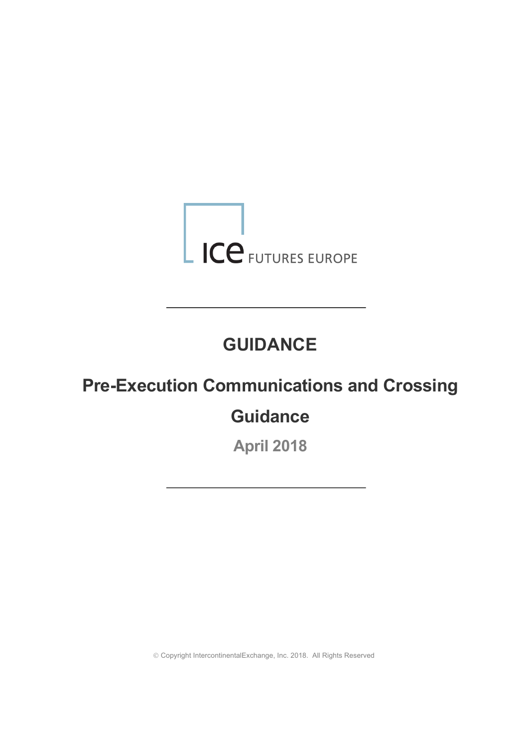ICE FUTURES EUROPE

# GUIDANCE

## Pre-Execution Communications and Crossing Guidance

**April 2018**

© Copyright IntercontinentalExchange, Inc. 2018. All Rights Reserved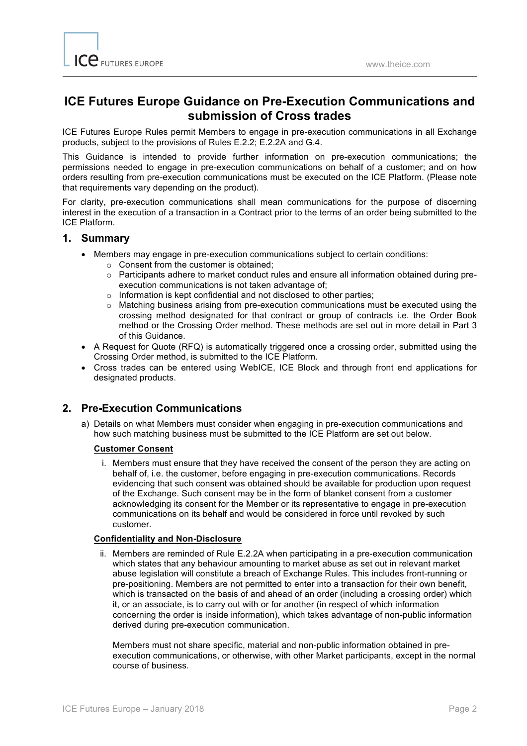# ICE Futures Europe Guidance on Pre-Execution Communications and submission of Cross trades

ICE Futures Europe Rules permit Members to engage in pre-execution communications in all Exchange products, subject to the provisions of Rules E.2.2; E.2.2A and G.4.

This Guidance is intended to provide further information on pre-execution communications; the permissions needed to engage in pre-execution communications on behalf of a customer; and on how orders resulting from pre-execution communications must be executed on the ICE Platform. (Please note that requirements vary depending on the product).

For clarity, pre-execution communications shall mean communications for the purpose of discerning interest in the execution of a transaction in a Contract prior to the terms of an order being submitted to the ICE Platform.

## 1. Summary

- Members may engage in pre-execution communications subject to certain conditions:
  - Consent from the customer is obtained;
  - Participants adhere to market conduct rules and ensure all information obtained during pre-execution communications is not taken advantage of;
  - Information is kept confidential and not disclosed to other parties;
  - Matching business arising from pre-execution communications must be executed using the crossing method designated for that contract or group of contracts i.e. the Order Book method or the Crossing Order method. These methods are set out in more detail in Part 3 of this Guidance.
- A Request for Quote (RFQ) is automatically triggered once a crossing order, submitted using the Crossing Order method, is submitted to the ICE Platform.
- Cross trades can be entered using WebICE, ICE Block and through front end applications for designated products.

## 2. Pre-Execution Communications

a) Details on what Members must consider when engaging in pre-execution communications and how such matching business must be submitted to the ICE Platform are set out below.

**Customer Consent**

i. Members must ensure that they have received the consent of the person they are acting on behalf of, i.e. the customer, before engaging in pre-execution communications. Records evidencing that such consent was obtained should be available for production upon request of the Exchange. Such consent may be in the form of blanket consent from a customer acknowledging its consent for the Member or its representative to engage in pre-execution communications on its behalf and would be considered in force until revoked by such customer.

**Confidentiality and Non-Disclosure**

ii. Members are reminded of Rule E.2.2A when participating in a pre-execution communication which states that any behaviour amounting to market abuse as set out in relevant market abuse legislation will constitute a breach of Exchange Rules. This includes front-running or pre-positioning. Members are not permitted to enter into a transaction for their own benefit, which is transacted on the basis of and ahead of an order (including a crossing order) which it, or an associate, is to carry out with or for another (in respect of which information concerning the order is inside information), which takes advantage of non-public information derived during pre-execution communication.

Members must not share specific, material and non-public information obtained in pre-execution communications, or otherwise, with other Market participants, except in the normal course of business.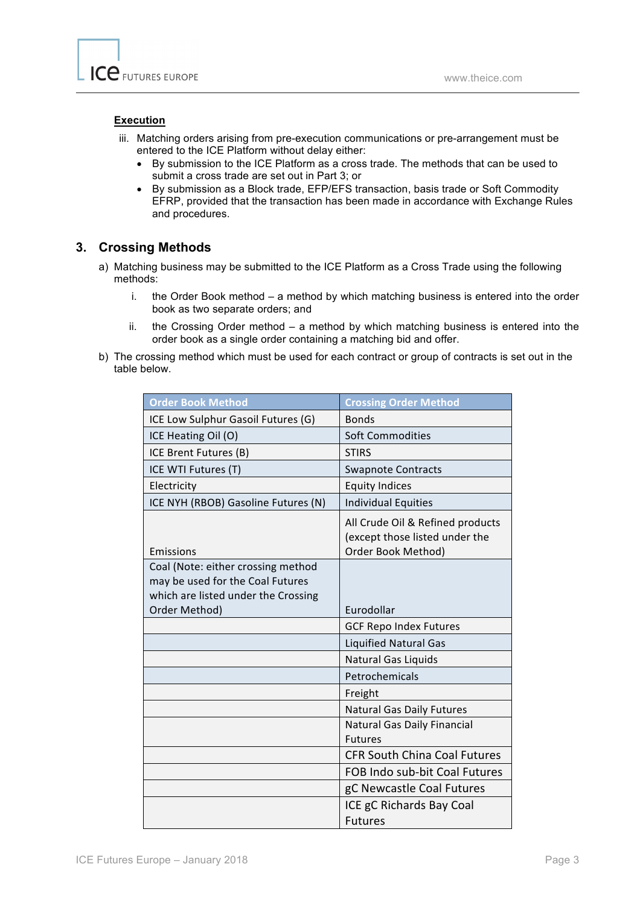**Execution**

iii. Matching orders arising from pre-execution communications or pre-arrangement must be entered to the ICE Platform without delay either:
   - By submission to the ICE Platform as a cross trade. The methods that can be used to submit a cross trade are set out in Part 3; or
   - By submission as a Block trade, EFP/EFS transaction, basis trade or Soft Commodity EFRP, provided that the transaction has been made in accordance with Exchange Rules and procedures.

## 3. Crossing Methods

a) Matching business may be submitted to the ICE Platform as a Cross Trade using the following methods:

   i. the Order Book method – a method by which matching business is entered into the order book as two separate orders; and

   ii. the Crossing Order method – a method by which matching business is entered into the order book as a single order containing a matching bid and offer.

b) The crossing method which must be used for each contract or group of contracts is set out in the table below.

| Order Book Method | Crossing Order Method |
|---|---|
| ICE Low Sulphur Gasoil Futures (G) | Bonds |
| ICE Heating Oil (O) | Soft Commodities |
| ICE Brent Futures (B) | STIRS |
| ICE WTI Futures (T) | Swapnote Contracts |
| Electricity | Equity Indices |
| ICE NYH (RBOB) Gasoline Futures (N) | Individual Equities |
| Emissions | All Crude Oil & Refined products (except those listed under the Order Book Method) |
| Coal (Note: either crossing method may be used for the Coal Futures which are listed under the Crossing Order Method) | Eurodollar |
| | GCF Repo Index Futures |
| | Liquified Natural Gas |
| | Natural Gas Liquids |
| | Petrochemicals |
| | Freight |
| | Natural Gas Daily Futures |
| | Natural Gas Daily Financial Futures |
| | CFR South China Coal Futures |
| | FOB Indo sub-bit Coal Futures |
| | gC Newcastle Coal Futures |
| | ICE gC Richards Bay Coal Futures |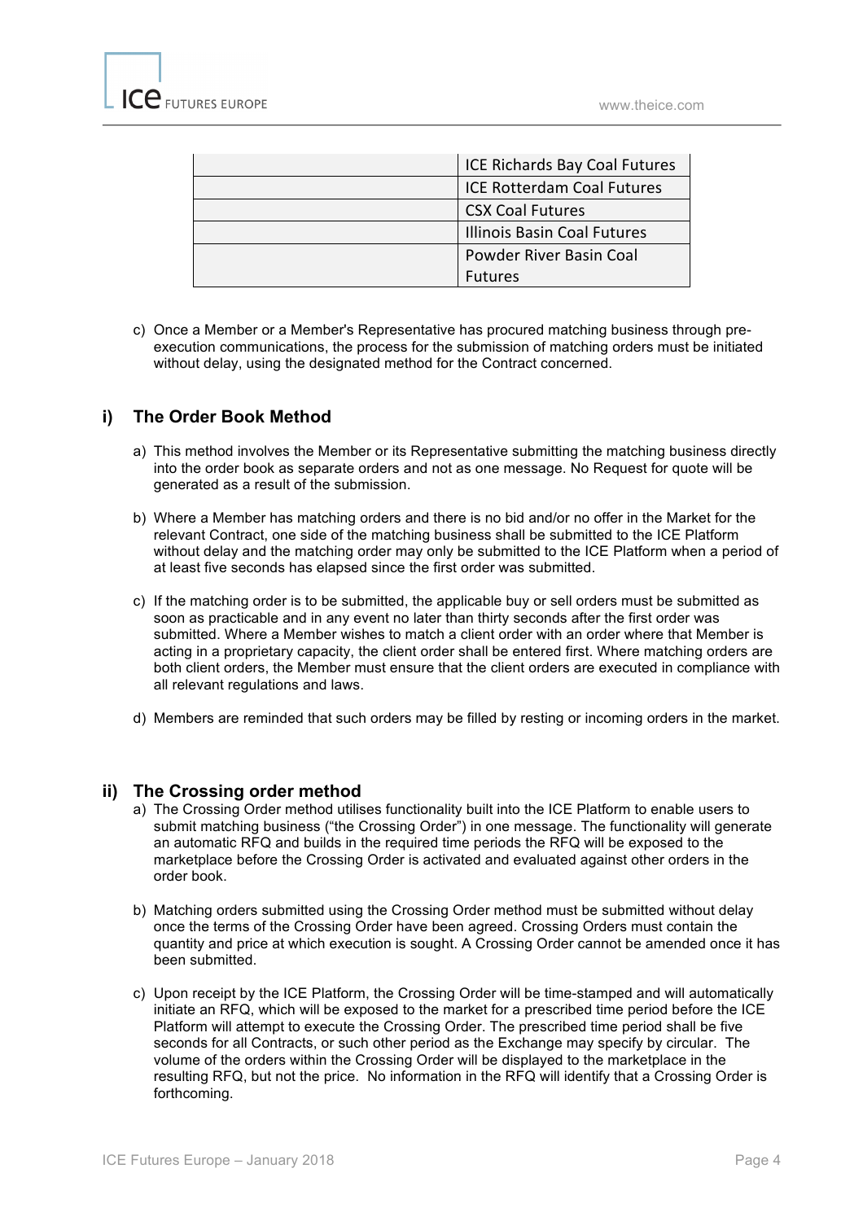| | |
|---|---|
| | ICE Richards Bay Coal Futures |
| | ICE Rotterdam Coal Futures |
| | CSX Coal Futures |
| | Illinois Basin Coal Futures |
| | Powder River Basin Coal Futures |

c) Once a Member or a Member's Representative has procured matching business through pre-execution communications, the process for the submission of matching orders must be initiated without delay, using the designated method for the Contract concerned.

## i) The Order Book Method

a) This method involves the Member or its Representative submitting the matching business directly into the order book as separate orders and not as one message. No Request for quote will be generated as a result of the submission.

b) Where a Member has matching orders and there is no bid and/or no offer in the Market for the relevant Contract, one side of the matching business shall be submitted to the ICE Platform without delay and the matching order may only be submitted to the ICE Platform when a period of at least five seconds has elapsed since the first order was submitted.

c) If the matching order is to be submitted, the applicable buy or sell orders must be submitted as soon as practicable and in any event no later than thirty seconds after the first order was submitted. Where a Member wishes to match a client order with an order where that Member is acting in a proprietary capacity, the client order shall be entered first. Where matching orders are both client orders, the Member must ensure that the client orders are executed in compliance with all relevant regulations and laws.

d) Members are reminded that such orders may be filled by resting or incoming orders in the market.

## ii) The Crossing order method

a) The Crossing Order method utilises functionality built into the ICE Platform to enable users to submit matching business ("the Crossing Order") in one message. The functionality will generate an automatic RFQ and builds in the required time periods the RFQ will be exposed to the marketplace before the Crossing Order is activated and evaluated against other orders in the order book.

b) Matching orders submitted using the Crossing Order method must be submitted without delay once the terms of the Crossing Order have been agreed. Crossing Orders must contain the quantity and price at which execution is sought. A Crossing Order cannot be amended once it has been submitted.

c) Upon receipt by the ICE Platform, the Crossing Order will be time-stamped and will automatically initiate an RFQ, which will be exposed to the market for a prescribed time period before the ICE Platform will attempt to execute the Crossing Order. The prescribed time period shall be five seconds for all Contracts, or such other period as the Exchange may specify by circular. The volume of the orders within the Crossing Order will be displayed to the marketplace in the resulting RFQ, but not the price. No information in the RFQ will identify that a Crossing Order is forthcoming.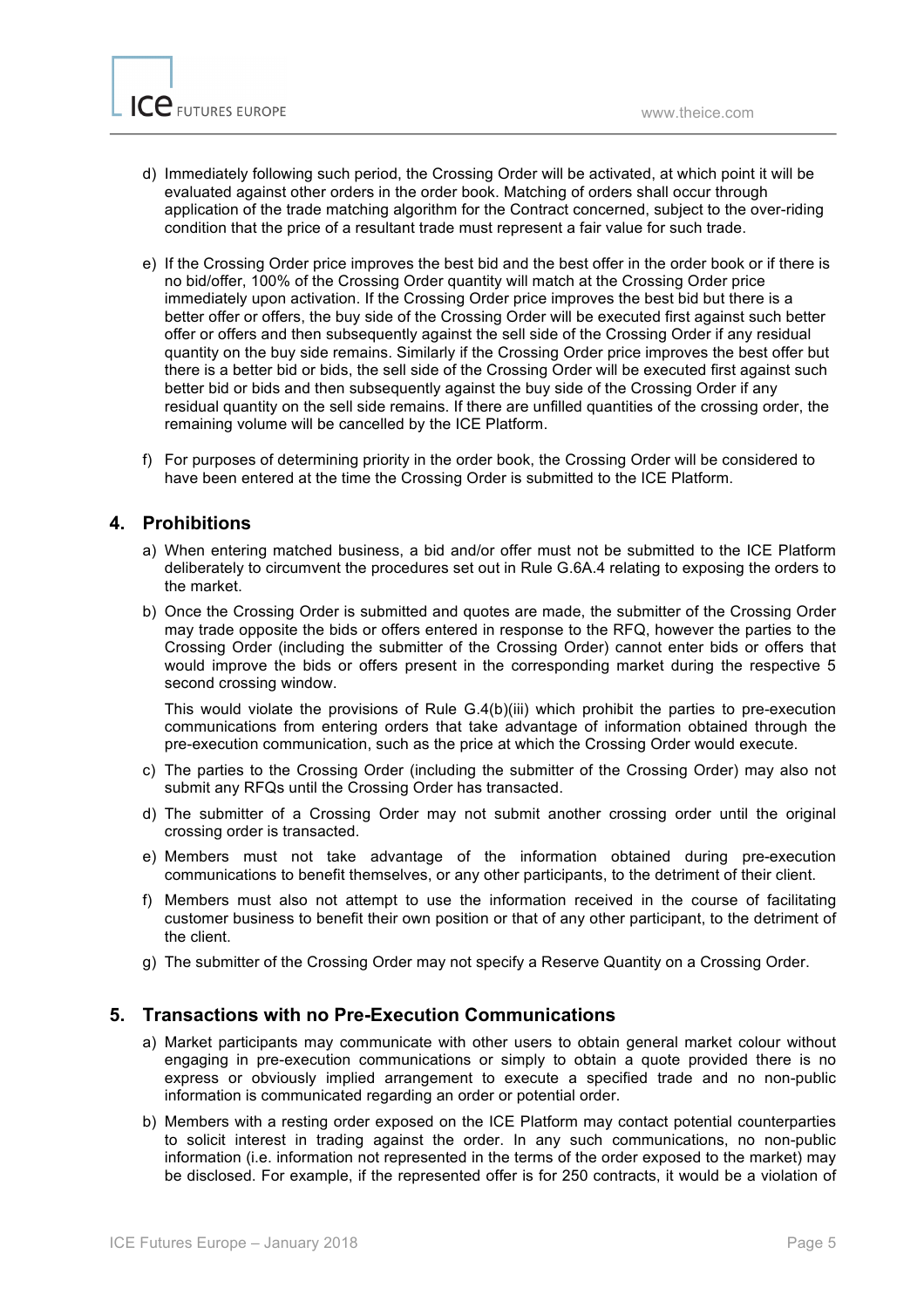d) Immediately following such period, the Crossing Order will be activated, at which point it will be evaluated against other orders in the order book. Matching of orders shall occur through application of the trade matching algorithm for the Contract concerned, subject to the over-riding condition that the price of a resultant trade must represent a fair value for such trade.

e) If the Crossing Order price improves the best bid and the best offer in the order book or if there is no bid/offer, 100% of the Crossing Order quantity will match at the Crossing Order price immediately upon activation. If the Crossing Order price improves the best bid but there is a better offer or offers, the buy side of the Crossing Order will be executed first against such better offer or offers and then subsequently against the sell side of the Crossing Order if any residual quantity on the buy side remains. Similarly if the Crossing Order price improves the best offer but there is a better bid or bids, the sell side of the Crossing Order will be executed first against such better bid or bids and then subsequently against the buy side of the Crossing Order if any residual quantity on the sell side remains. If there are unfilled quantities of the crossing order, the remaining volume will be cancelled by the ICE Platform.

f) For purposes of determining priority in the order book, the Crossing Order will be considered to have been entered at the time the Crossing Order is submitted to the ICE Platform.

## 4. Prohibitions

a) When entering matched business, a bid and/or offer must not be submitted to the ICE Platform deliberately to circumvent the procedures set out in Rule G.6A.4 relating to exposing the orders to the market.

b) Once the Crossing Order is submitted and quotes are made, the submitter of the Crossing Order may trade opposite the bids or offers entered in response to the RFQ, however the parties to the Crossing Order (including the submitter of the Crossing Order) cannot enter bids or offers that would improve the bids or offers present in the corresponding market during the respective 5 second crossing window.

   This would violate the provisions of Rule G.4(b)(iii) which prohibit the parties to pre-execution communications from entering orders that take advantage of information obtained through the pre-execution communication, such as the price at which the Crossing Order would execute.

c) The parties to the Crossing Order (including the submitter of the Crossing Order) may also not submit any RFQs until the Crossing Order has transacted.

d) The submitter of a Crossing Order may not submit another crossing order until the original crossing order is transacted.

e) Members must not take advantage of the information obtained during pre-execution communications to benefit themselves, or any other participants, to the detriment of their client.

f) Members must also not attempt to use the information received in the course of facilitating customer business to benefit their own position or that of any other participant, to the detriment of the client.

g) The submitter of the Crossing Order may not specify a Reserve Quantity on a Crossing Order.

## 5. Transactions with no Pre-Execution Communications

a) Market participants may communicate with other users to obtain general market colour without engaging in pre-execution communications or simply to obtain a quote provided there is no express or obviously implied arrangement to execute a specified trade and no non-public information is communicated regarding an order or potential order.

b) Members with a resting order exposed on the ICE Platform may contact potential counterparties to solicit interest in trading against the order. In any such communications, no non-public information (i.e. information not represented in the terms of the order exposed to the market) may be disclosed. For example, if the represented offer is for 250 contracts, it would be a violation of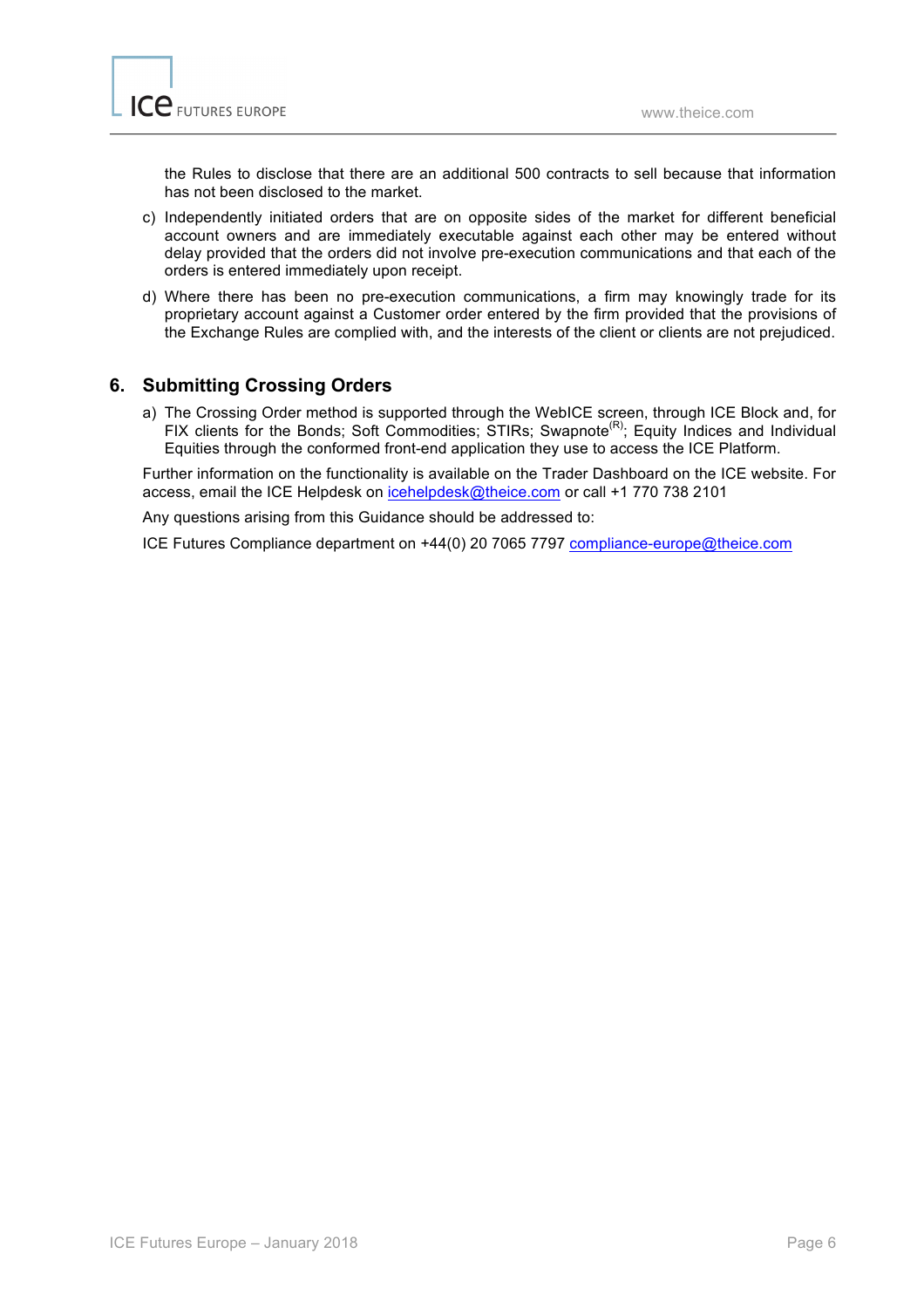the Rules to disclose that there are an additional 500 contracts to sell because that information has not been disclosed to the market.

c) Independently initiated orders that are on opposite sides of the market for different beneficial account owners and are immediately executable against each other may be entered without delay provided that the orders did not involve pre-execution communications and that each of the orders is entered immediately upon receipt.

d) Where there has been no pre-execution communications, a firm may knowingly trade for its proprietary account against a Customer order entered by the firm provided that the provisions of the Exchange Rules are complied with, and the interests of the client or clients are not prejudiced.

## 6. Submitting Crossing Orders

a) The Crossing Order method is supported through the WebICE screen, through ICE Block and, for FIX clients for the Bonds; Soft Commodities; STIRs; Swapnote(R); Equity Indices and Individual Equities through the conformed front-end application they use to access the ICE Platform.

Further information on the functionality is available on the Trader Dashboard on the ICE website. For access, email the ICE Helpdesk on icehelpdesk@theice.com or call +1 770 738 2101

Any questions arising from this Guidance should be addressed to:

ICE Futures Compliance department on +44(0) 20 7065 7797 compliance-europe@theice.com